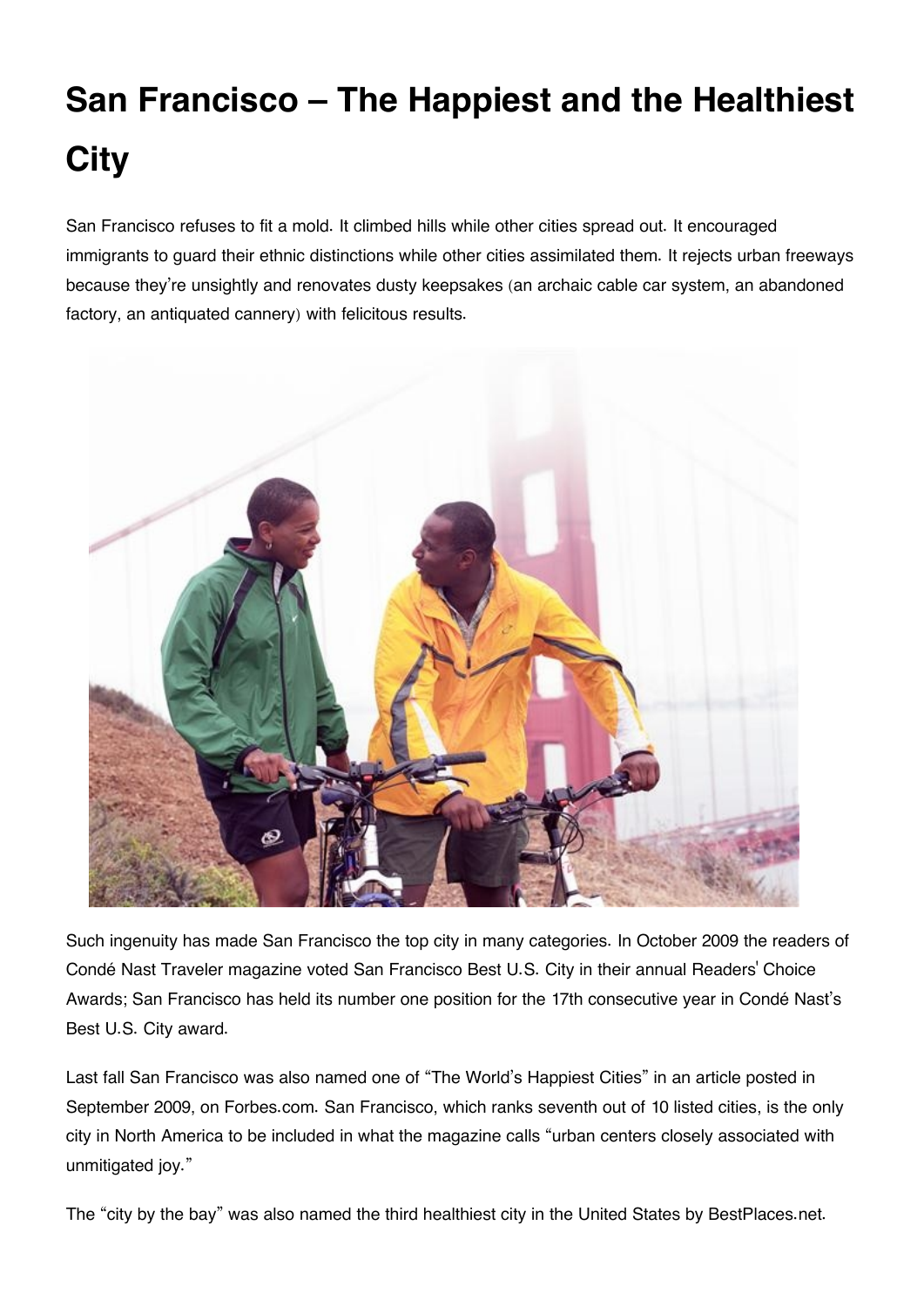# San Francisco – The Happiest and the Healthiest City

San Francisco refuses to fit a mold. It climbed hills while other cities spread out. It encouraged immigrants to guard their ethnic distinctions while other cities assimilated them. It rejects urban freeways because they're unsightly and renovates dusty keepsakes (an archaic cable car system, an abandoned factory, an antiquated cannery) with felicitous results.

Such ingenuity has made San Francisco the top city in many categories. In October 2009 the readers of Condé Nast Traveler magazine voted San Francisco Best U.S. City in their annual Readers' Choice Awards; San Francisco has held its number one position for the 17th consecutive year in Condé Nast's Best U.S. City award.

Last fall San Francisco was also named one of "The World's Happiest Cities" in an article posted in September 2009, on Forbes.com. San Francisco, which ranks seventh out of 10 listed cities, is the only city in North America to be included in what the magazine calls "urban centers closely associated with unmitigated joy."

The "city by the bay" was also named the third healthiest city in the United States by BestPlaces.net.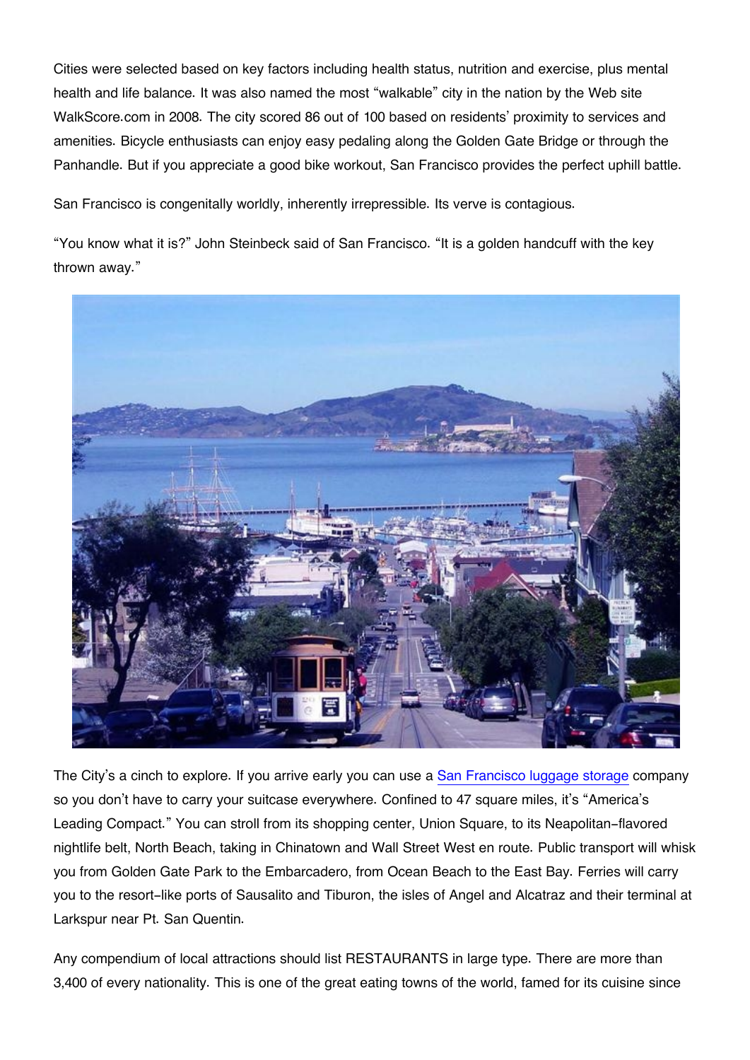Cities were selected based on key factors including health status, nutrition and exercise, plus mental health and life balance. It was also named the most "walkable" city in the nation by the Web site WalkScore.com in 2008. The city scored 86 out of 100 based on residents' proximity to services and amenities. Bicycle enthusiasts can enjoy easy pedaling along the Golden Gate Bridge or through the Panhandle. But if you appreciate a good bike workout, San Francisco provides the perfect uphill battle.

San Francisco is congenitally worldly, inherently irrepressible. Its verve is contagious.

"You know what it is?" John Steinbeck said of San Francisco. "It is a golden handcuff with the key thrown away."

The City's a cinch to explore. If you arrive early you can use a San Francisco luggage storage company so you don't have to carry your suitcase everywhere. Confined to 47 square miles, it's "America's Leading Compact." You can stroll from its shopping center, Union Square, to its Neapolitan-flavored nightlife belt, North Beach, taking in Chinatown and Wall Street West en route. Public transport will whisk you from Golden Gate Park to the Embarcadero, from Ocean Beach to the East Bay. Ferries will carry you to the resort-like ports of Sausalito and Tiburon, the isles of Angel and Alcatraz and their terminal at Larkspur near Pt. San Quentin.

Any compendium of local attractions should list RESTAURANTS in large type. There are more than 3,400 of every nationality. This is one of the great eating towns of the world, famed for its cuisine since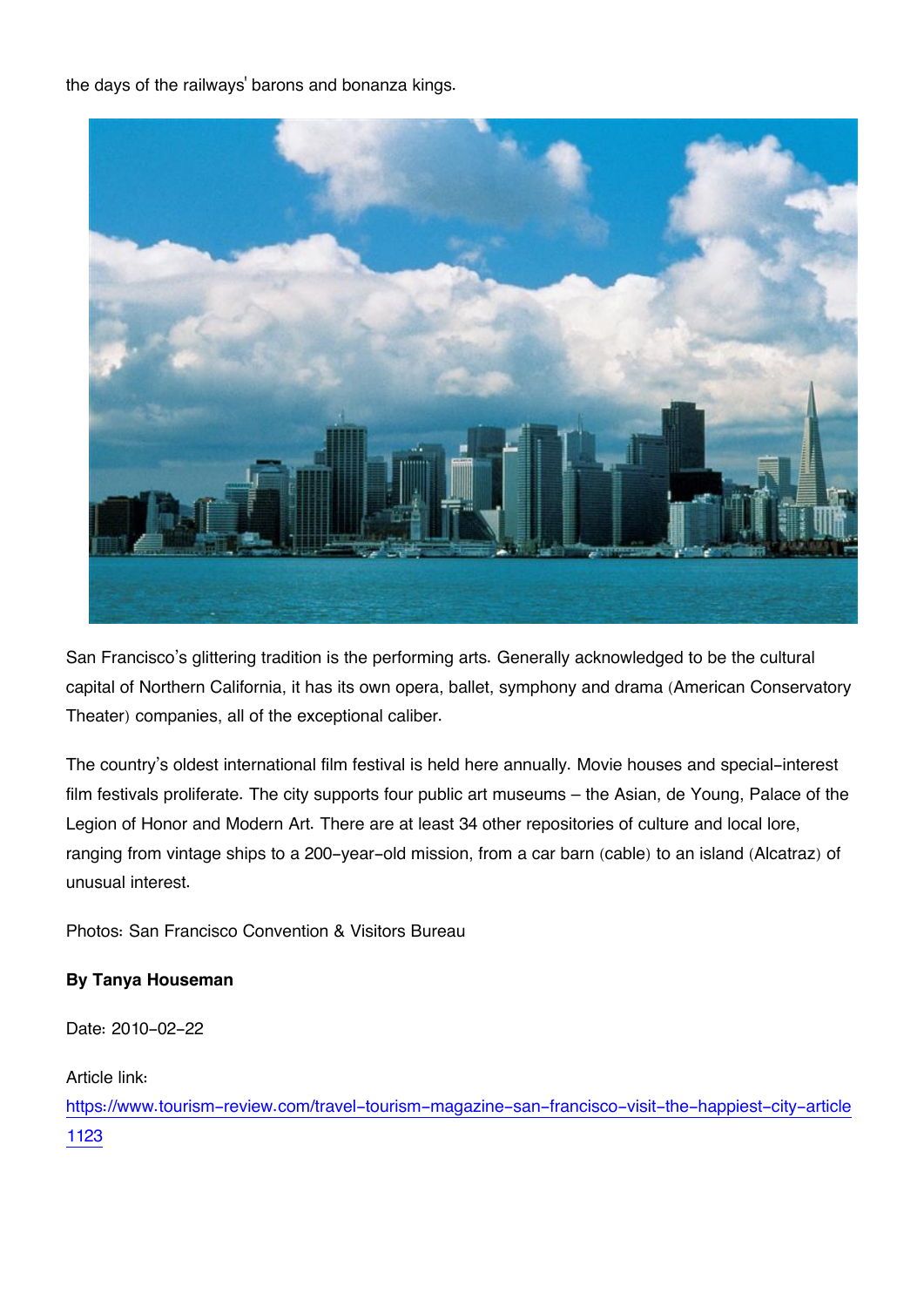the days of the railways' barons and bonanza kings.

San Francisco's glittering tradition is the performing arts. Generally acknowledged to be the cultural capital of Northern California, it has its own opera, ballet, symphony and drama (American Conservatory Theater) companies, all of the exceptional caliber.

The country's oldest international film festival is held here annually. Movie houses and special-interest film festivals proliferate. The city supports four public art museums – the Asian, de Young, Palace of the Legion of Honor and Modern Art. There are at least 34 other repositories of culture and local lore, ranging from vintage ships to a 200-year-old mission, from a car barn (cable) to an island (Alcatraz) of unusual interest.

Photos: San Francisco Convention & Visitors Bureau

**By Tanya Houseman**

Date: 2010-02-22

Article link:
[https://www.tourism-review.com/travel-tourism-magazine-san-francisco-visit-the-happiest-city-article1123](https://www.tourism-review.com/travel-tourism-magazine-san-francisco-visit-the-happiest-city-article1123)